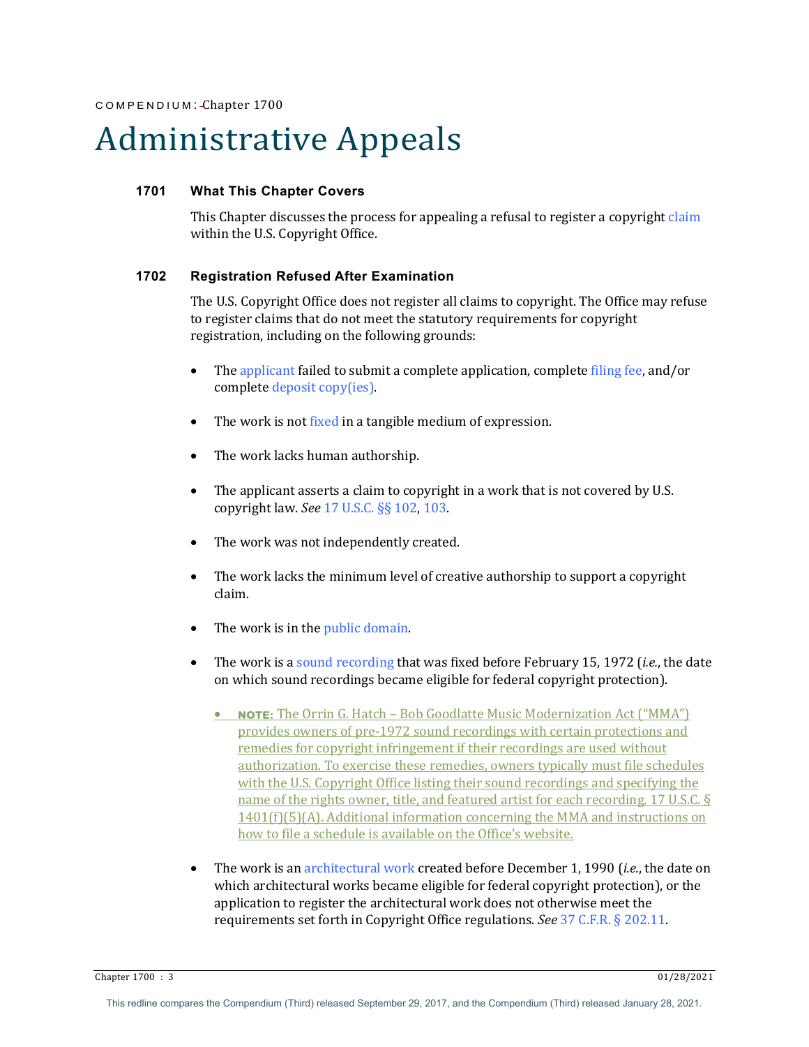COMPENDIUM: Chapter 1700

# Administrative Appeals

## 1701 What This Chapter Covers

This Chapter discusses the process for appealing a refusal to register a copyright claim within the U.S. Copyright Office.

## 1702 Registration Refused After Examination

The U.S. Copyright Office does not register all claims to copyright. The Office may refuse to register claims that do not meet the statutory requirements for copyright registration, including on the following grounds:

- The applicant failed to submit a complete application, complete filing fee, and/or complete deposit copy(ies).
- The work is not fixed in a tangible medium of expression.
- The work lacks human authorship.
- The applicant asserts a claim to copyright in a work that is not covered by U.S. copyright law. *See* 17 U.S.C. §§ 102, 103.
- The work was not independently created.
- The work lacks the minimum level of creative authorship to support a copyright claim.
- The work is in the public domain.
- The work is a sound recording that was fixed before February 15, 1972 (*i.e.*, the date on which sound recordings became eligible for federal copyright protection).
  - **NOTE:** The Orrin G. Hatch – Bob Goodlatte Music Modernization Act ("MMA") provides owners of pre-1972 sound recordings with certain protections and remedies for copyright infringement if their recordings are used without authorization. To exercise these remedies, owners typically must file schedules with the U.S. Copyright Office listing their sound recordings and specifying the name of the rights owner, title, and featured artist for each recording. 17 U.S.C. § 1401(f)(5)(A). Additional information concerning the MMA and instructions on how to file a schedule is available on the Office's website.
- The work is an architectural work created before December 1, 1990 (*i.e.*, the date on which architectural works became eligible for federal copyright protection), or the application to register the architectural work does not otherwise meet the requirements set forth in Copyright Office regulations. *See* 37 C.F.R. § 202.11.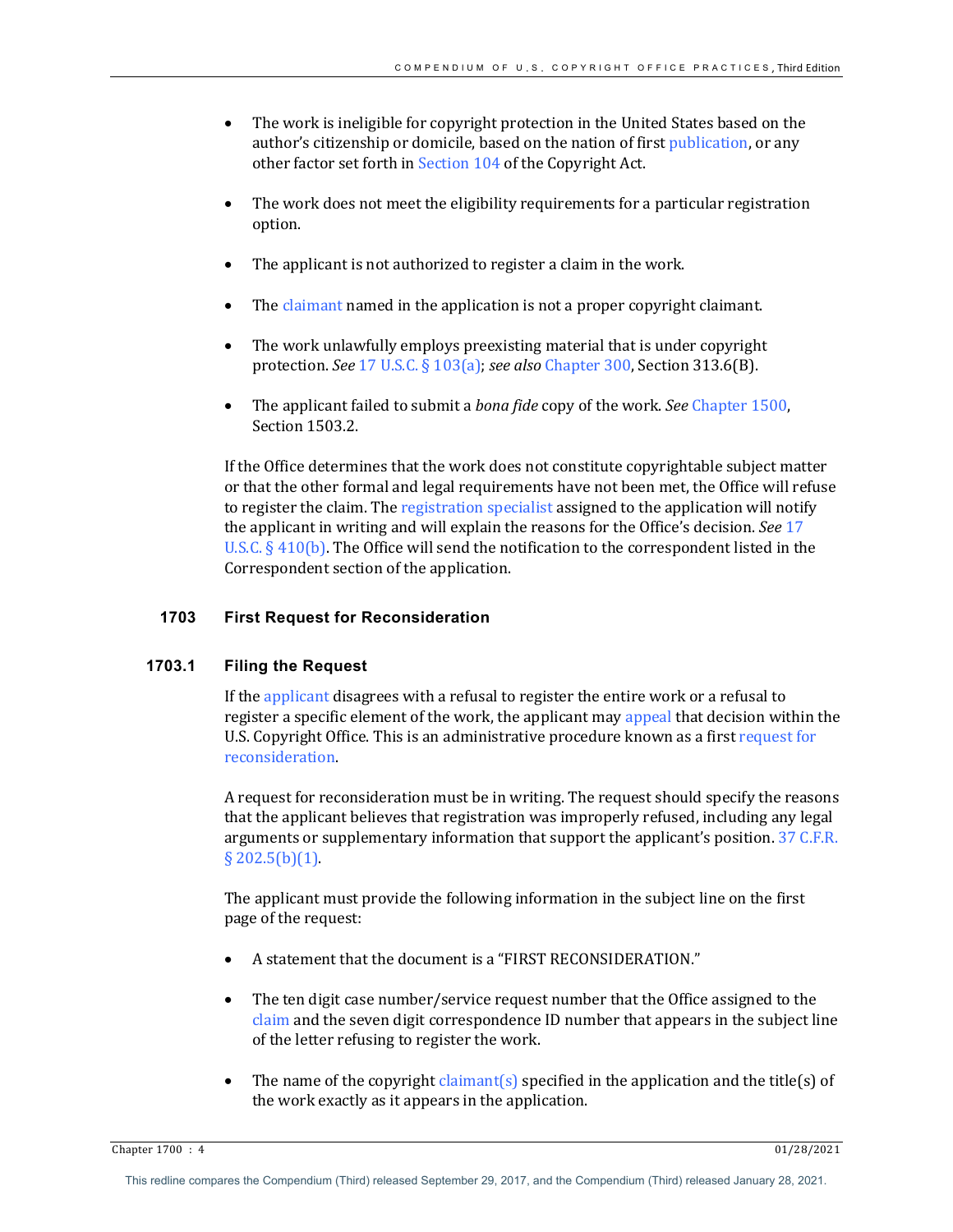- The work is ineligible for copyright protection in the United States based on the author's citizenship or domicile, based on the nation of first publication, or any other factor set forth in Section 104 of the Copyright Act.

- The work does not meet the eligibility requirements for a particular registration option.

- The applicant is not authorized to register a claim in the work.

- The claimant named in the application is not a proper copyright claimant.

- The work unlawfully employs preexisting material that is under copyright protection. *See* 17 U.S.C. § 103(a); *see also* Chapter 300, Section 313.6(B).

- The applicant failed to submit a *bona fide* copy of the work. *See* Chapter 1500, Section 1503.2.

If the Office determines that the work does not constitute copyrightable subject matter or that the other formal and legal requirements have not been met, the Office will refuse to register the claim. The registration specialist assigned to the application will notify the applicant in writing and will explain the reasons for the Office's decision. *See* 17 U.S.C. § 410(b). The Office will send the notification to the correspondent listed in the Correspondent section of the application.

## 1703 First Request for Reconsideration

### 1703.1 Filing the Request

If the applicant disagrees with a refusal to register the entire work or a refusal to register a specific element of the work, the applicant may appeal that decision within the U.S. Copyright Office. This is an administrative procedure known as a first request for reconsideration.

A request for reconsideration must be in writing. The request should specify the reasons that the applicant believes that registration was improperly refused, including any legal arguments or supplementary information that support the applicant's position. 37 C.F.R. § 202.5(b)(1).

The applicant must provide the following information in the subject line on the first page of the request:

- A statement that the document is a "FIRST RECONSIDERATION."

- The ten digit case number/service request number that the Office assigned to the claim and the seven digit correspondence ID number that appears in the subject line of the letter refusing to register the work.

- The name of the copyright claimant(s) specified in the application and the title(s) of the work exactly as it appears in the application.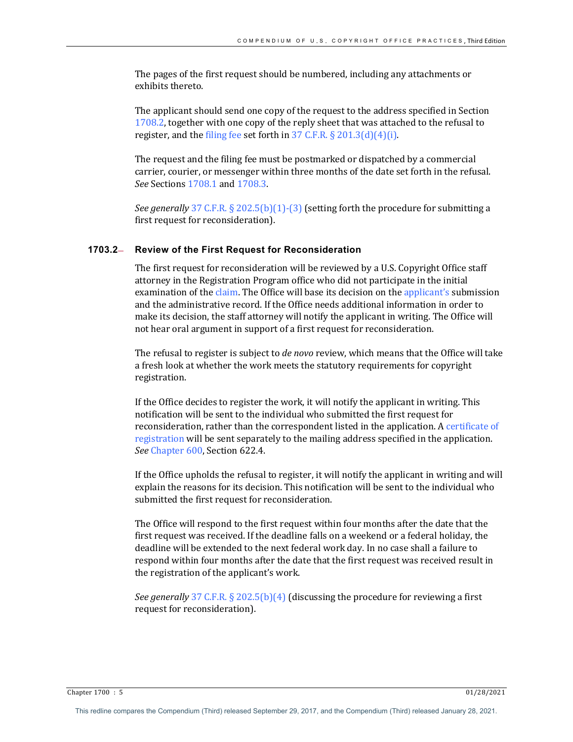The pages of the first request should be numbered, including any attachments or exhibits thereto.

The applicant should send one copy of the request to the address specified in Section 1708.2, together with one copy of the reply sheet that was attached to the refusal to register, and the filing fee set forth in 37 C.F.R. § 201.3(d)(4)(i).

The request and the filing fee must be postmarked or dispatched by a commercial carrier, courier, or messenger within three months of the date set forth in the refusal. *See* Sections 1708.1 and 1708.3.

*See generally* 37 C.F.R. § 202.5(b)(1)-(3) (setting forth the procedure for submitting a first request for reconsideration).

## 1703.2 Review of the First Request for Reconsideration

The first request for reconsideration will be reviewed by a U.S. Copyright Office staff attorney in the Registration Program office who did not participate in the initial examination of the claim. The Office will base its decision on the applicant's submission and the administrative record. If the Office needs additional information in order to make its decision, the staff attorney will notify the applicant in writing. The Office will not hear oral argument in support of a first request for reconsideration.

The refusal to register is subject to *de novo* review, which means that the Office will take a fresh look at whether the work meets the statutory requirements for copyright registration.

If the Office decides to register the work, it will notify the applicant in writing. This notification will be sent to the individual who submitted the first request for reconsideration, rather than the correspondent listed in the application. A certificate of registration will be sent separately to the mailing address specified in the application. *See* Chapter 600, Section 622.4.

If the Office upholds the refusal to register, it will notify the applicant in writing and will explain the reasons for its decision. This notification will be sent to the individual who submitted the first request for reconsideration.

The Office will respond to the first request within four months after the date that the first request was received. If the deadline falls on a weekend or a federal holiday, the deadline will be extended to the next federal work day. In no case shall a failure to respond within four months after the date that the first request was received result in the registration of the applicant's work.

*See generally* 37 C.F.R. § 202.5(b)(4) (discussing the procedure for reviewing a first request for reconsideration).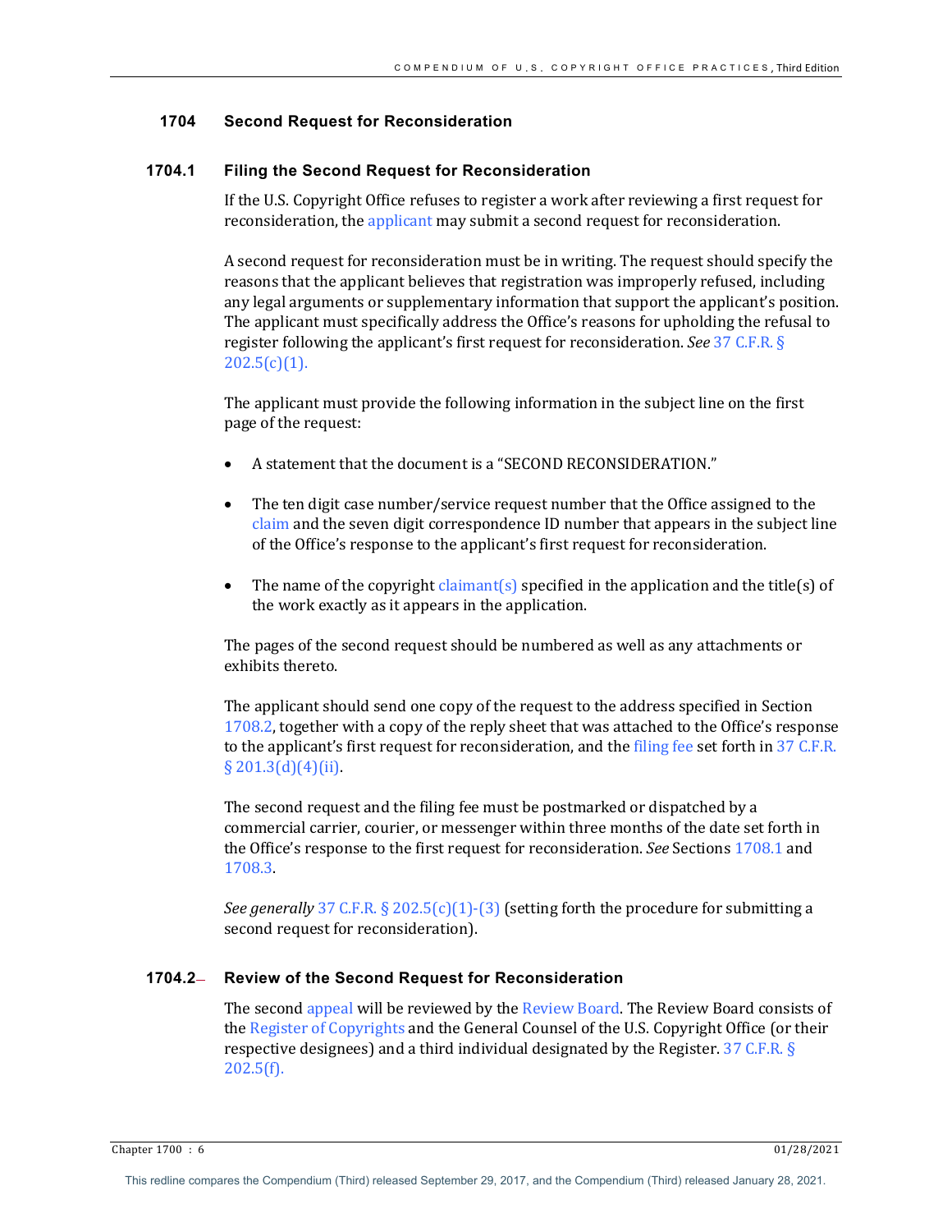## 1704 Second Request for Reconsideration

### 1704.1 Filing the Second Request for Reconsideration

If the U.S. Copyright Office refuses to register a work after reviewing a first request for reconsideration, the applicant may submit a second request for reconsideration.

A second request for reconsideration must be in writing. The request should specify the reasons that the applicant believes that registration was improperly refused, including any legal arguments or supplementary information that support the applicant's position. The applicant must specifically address the Office's reasons for upholding the refusal to register following the applicant's first request for reconsideration. *See* 37 C.F.R. § 202.5(c)(1).

The applicant must provide the following information in the subject line on the first page of the request:

- A statement that the document is a "SECOND RECONSIDERATION."
- The ten digit case number/service request number that the Office assigned to the claim and the seven digit correspondence ID number that appears in the subject line of the Office's response to the applicant's first request for reconsideration.
- The name of the copyright claimant(s) specified in the application and the title(s) of the work exactly as it appears in the application.

The pages of the second request should be numbered as well as any attachments or exhibits thereto.

The applicant should send one copy of the request to the address specified in Section 1708.2, together with a copy of the reply sheet that was attached to the Office's response to the applicant's first request for reconsideration, and the filing fee set forth in 37 C.F.R. § 201.3(d)(4)(ii).

The second request and the filing fee must be postmarked or dispatched by a commercial carrier, courier, or messenger within three months of the date set forth in the Office's response to the first request for reconsideration. *See* Sections 1708.1 and 1708.3.

*See generally* 37 C.F.R. § 202.5(c)(1)-(3) (setting forth the procedure for submitting a second request for reconsideration).

### 1704.2 Review of the Second Request for Reconsideration

The second appeal will be reviewed by the Review Board. The Review Board consists of the Register of Copyrights and the General Counsel of the U.S. Copyright Office (or their respective designees) and a third individual designated by the Register. 37 C.F.R. § 202.5(f).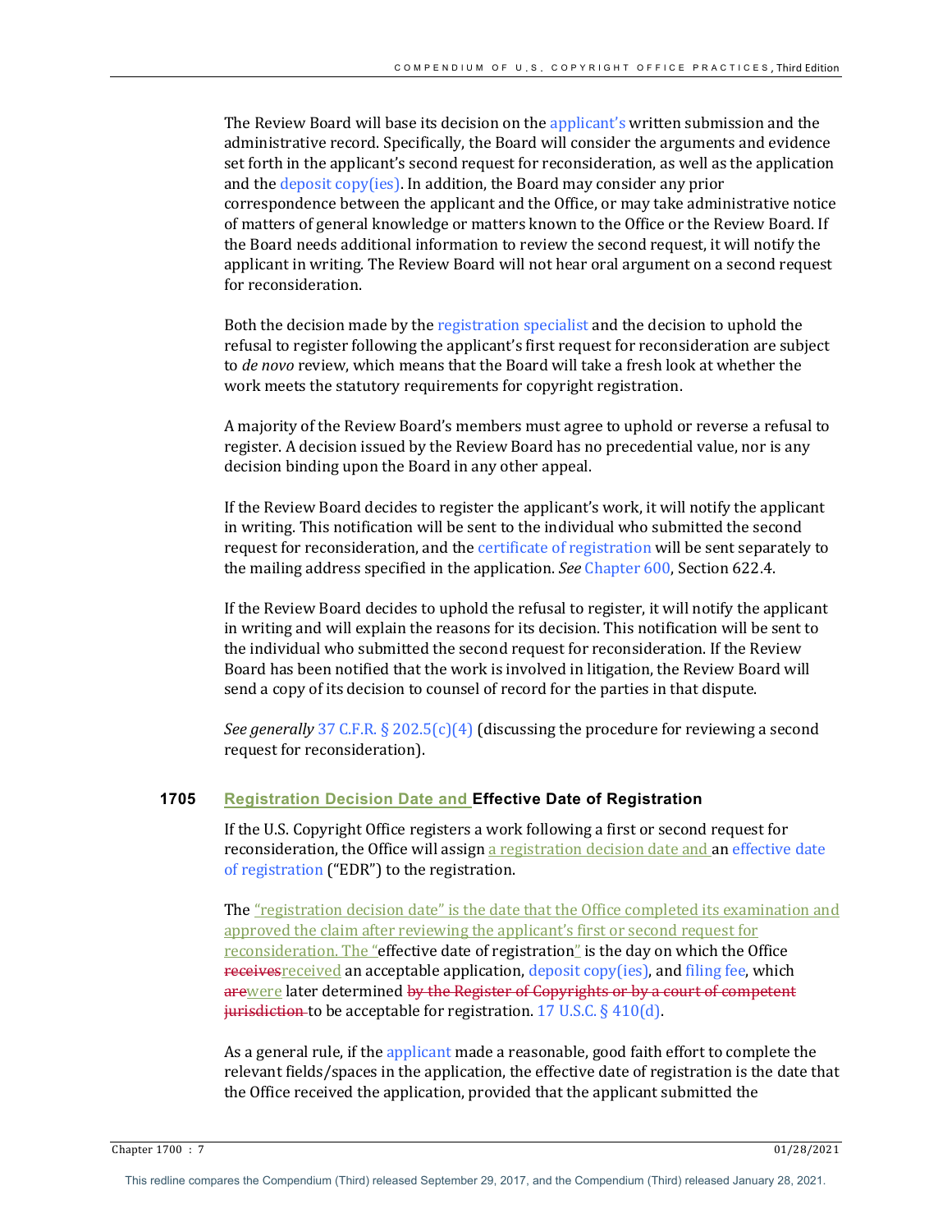The Review Board will base its decision on the applicant's written submission and the administrative record. Specifically, the Board will consider the arguments and evidence set forth in the applicant's second request for reconsideration, as well as the application and the deposit copy(ies). In addition, the Board may consider any prior correspondence between the applicant and the Office, or may take administrative notice of matters of general knowledge or matters known to the Office or the Review Board. If the Board needs additional information to review the second request, it will notify the applicant in writing. The Review Board will not hear oral argument on a second request for reconsideration.

Both the decision made by the registration specialist and the decision to uphold the refusal to register following the applicant's first request for reconsideration are subject to *de novo* review, which means that the Board will take a fresh look at whether the work meets the statutory requirements for copyright registration.

A majority of the Review Board's members must agree to uphold or reverse a refusal to register. A decision issued by the Review Board has no precedential value, nor is any decision binding upon the Board in any other appeal.

If the Review Board decides to register the applicant's work, it will notify the applicant in writing. This notification will be sent to the individual who submitted the second request for reconsideration, and the certificate of registration will be sent separately to the mailing address specified in the application. *See* Chapter 600, Section 622.4.

If the Review Board decides to uphold the refusal to register, it will notify the applicant in writing and will explain the reasons for its decision. This notification will be sent to the individual who submitted the second request for reconsideration. If the Review Board has been notified that the work is involved in litigation, the Review Board will send a copy of its decision to counsel of record for the parties in that dispute.

*See generally* 37 C.F.R. § 202.5(c)(4) (discussing the procedure for reviewing a second request for reconsideration).

## 1705 Registration Decision Date and Effective Date of Registration

If the U.S. Copyright Office registers a work following a first or second request for reconsideration, the Office will assign a registration decision date and an effective date of registration ("EDR") to the registration.

The "registration decision date" is the date that the Office completed its examination and approved the claim after reviewing the applicant's first or second request for reconsideration. The "effective date of registration" is the day on which the Office ~~receives~~received an acceptable application, deposit copy(ies), and filing fee, which ~~are~~were later determined ~~by the Register of Copyrights or by a court of competent jurisdiction~~ to be acceptable for registration. 17 U.S.C. § 410(d).

As a general rule, if the applicant made a reasonable, good faith effort to complete the relevant fields/spaces in the application, the effective date of registration is the date that the Office received the application, provided that the applicant submitted the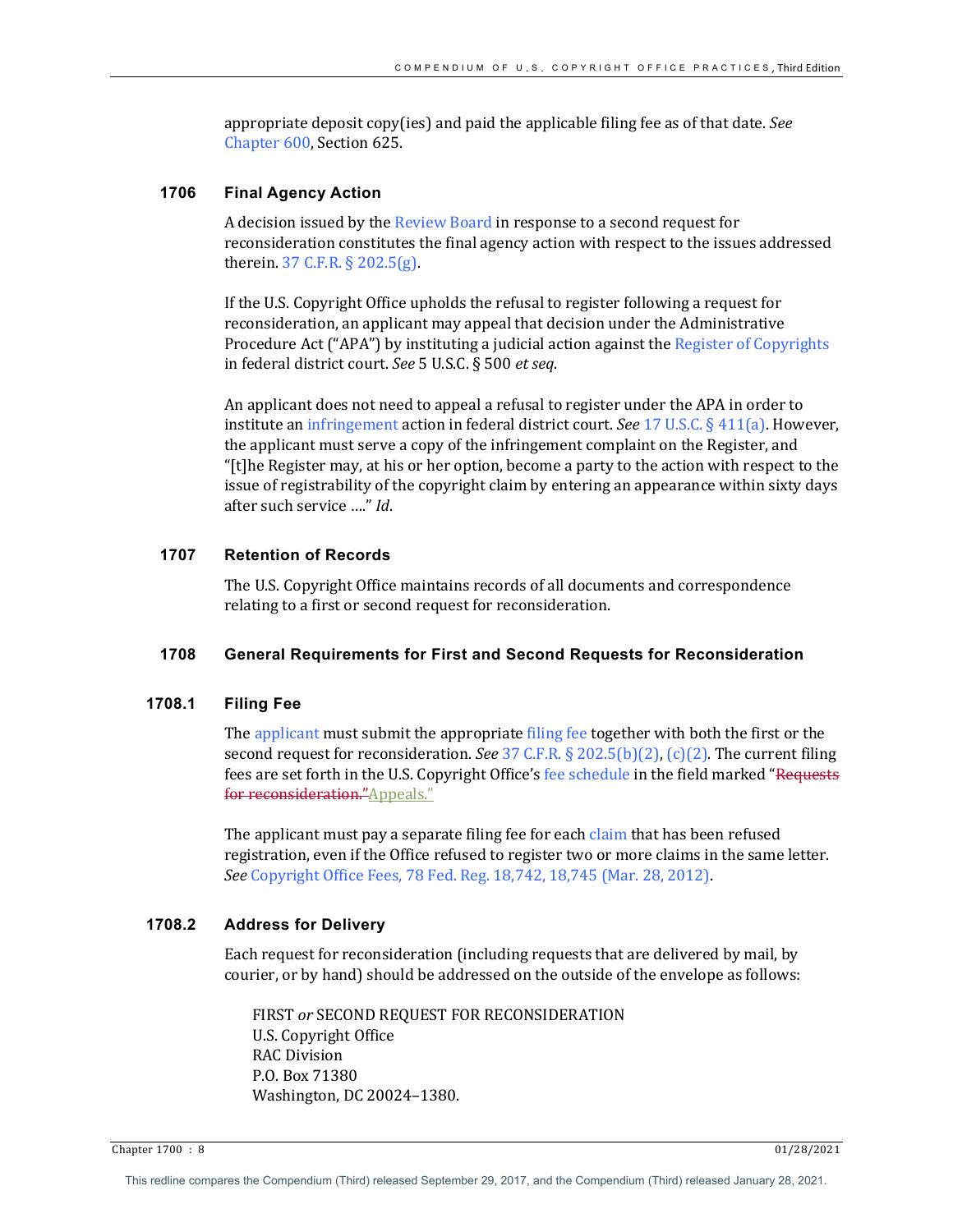appropriate deposit copy(ies) and paid the applicable filing fee as of that date. *See* Chapter 600, Section 625.

## 1706 Final Agency Action

A decision issued by the Review Board in response to a second request for reconsideration constitutes the final agency action with respect to the issues addressed therein. 37 C.F.R. § 202.5(g).

If the U.S. Copyright Office upholds the refusal to register following a request for reconsideration, an applicant may appeal that decision under the Administrative Procedure Act ("APA") by instituting a judicial action against the Register of Copyrights in federal district court. *See* 5 U.S.C. § 500 *et seq*.

An applicant does not need to appeal a refusal to register under the APA in order to institute an infringement action in federal district court. *See* 17 U.S.C. § 411(a). However, the applicant must serve a copy of the infringement complaint on the Register, and "[t]he Register may, at his or her option, become a party to the action with respect to the issue of registrability of the copyright claim by entering an appearance within sixty days after such service …." *Id*.

## 1707 Retention of Records

The U.S. Copyright Office maintains records of all documents and correspondence relating to a first or second request for reconsideration.

## 1708 General Requirements for First and Second Requests for Reconsideration

### 1708.1 Filing Fee

The applicant must submit the appropriate filing fee together with both the first or the second request for reconsideration. *See* 37 C.F.R. § 202.5(b)(2), (c)(2). The current filing fees are set forth in the U.S. Copyright Office's fee schedule in the field marked "~~Requests for reconsideration."~~Appeals."

The applicant must pay a separate filing fee for each claim that has been refused registration, even if the Office refused to register two or more claims in the same letter. *See* Copyright Office Fees, 78 Fed. Reg. 18,742, 18,745 (Mar. 28, 2012).

### 1708.2 Address for Delivery

Each request for reconsideration (including requests that are delivered by mail, by courier, or by hand) should be addressed on the outside of the envelope as follows:

FIRST *or* SECOND REQUEST FOR RECONSIDERATION
U.S. Copyright Office
RAC Division
P.O. Box 71380
Washington, DC 20024–1380.

This redline compares the Compendium (Third) released September 29, 2017, and the Compendium (Third) released January 28, 2021.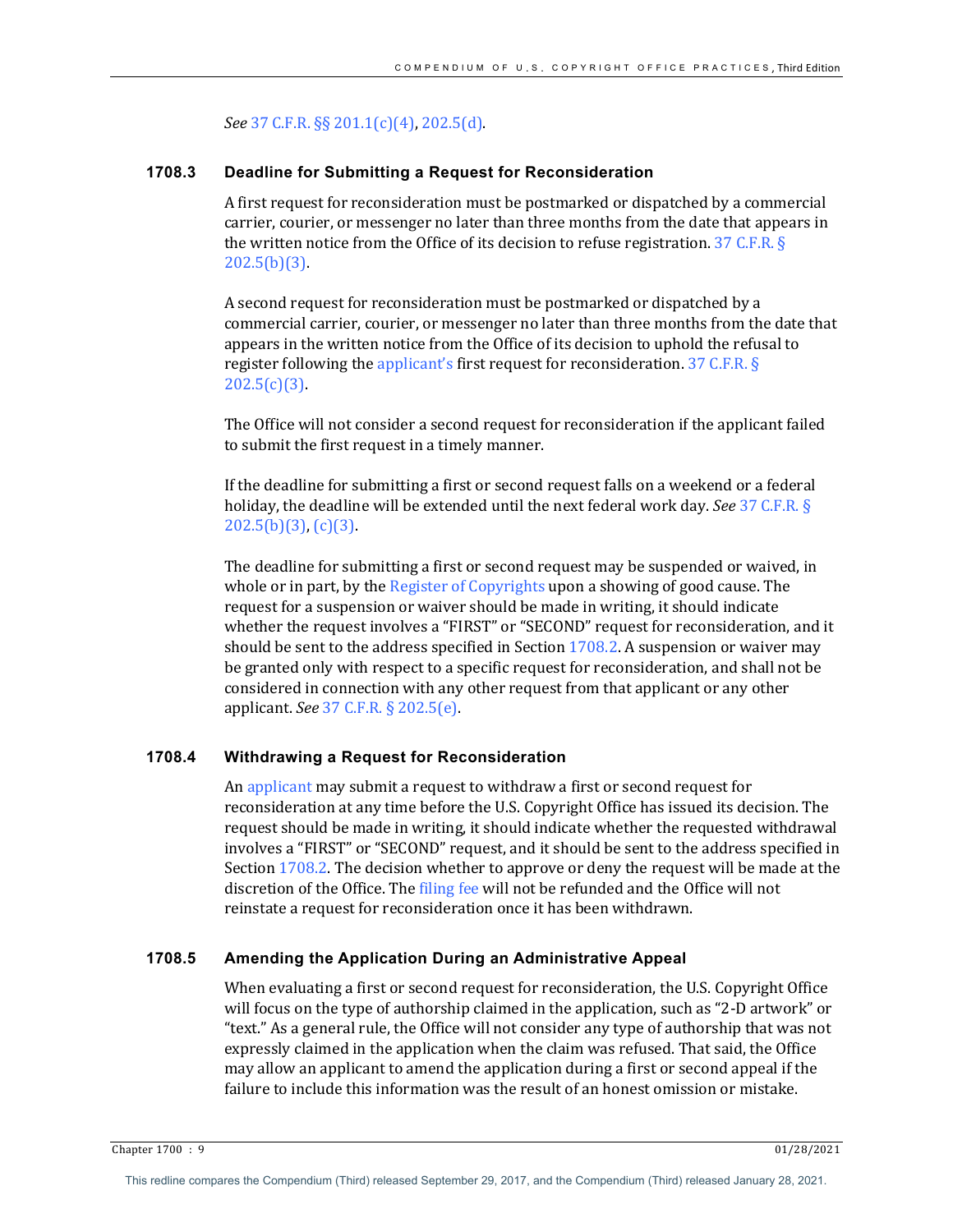*See* 37 C.F.R. §§ 201.1(c)(4), 202.5(d).

### 1708.3 Deadline for Submitting a Request for Reconsideration

A first request for reconsideration must be postmarked or dispatched by a commercial carrier, courier, or messenger no later than three months from the date that appears in the written notice from the Office of its decision to refuse registration. 37 C.F.R. § 202.5(b)(3).

A second request for reconsideration must be postmarked or dispatched by a commercial carrier, courier, or messenger no later than three months from the date that appears in the written notice from the Office of its decision to uphold the refusal to register following the applicant's first request for reconsideration. 37 C.F.R. § 202.5(c)(3).

The Office will not consider a second request for reconsideration if the applicant failed to submit the first request in a timely manner.

If the deadline for submitting a first or second request falls on a weekend or a federal holiday, the deadline will be extended until the next federal work day. *See* 37 C.F.R. § 202.5(b)(3), (c)(3).

The deadline for submitting a first or second request may be suspended or waived, in whole or in part, by the Register of Copyrights upon a showing of good cause. The request for a suspension or waiver should be made in writing, it should indicate whether the request involves a "FIRST" or "SECOND" request for reconsideration, and it should be sent to the address specified in Section 1708.2. A suspension or waiver may be granted only with respect to a specific request for reconsideration, and shall not be considered in connection with any other request from that applicant or any other applicant. *See* 37 C.F.R. § 202.5(e).

### 1708.4 Withdrawing a Request for Reconsideration

An applicant may submit a request to withdraw a first or second request for reconsideration at any time before the U.S. Copyright Office has issued its decision. The request should be made in writing, it should indicate whether the requested withdrawal involves a "FIRST" or "SECOND" request, and it should be sent to the address specified in Section 1708.2. The decision whether to approve or deny the request will be made at the discretion of the Office. The filing fee will not be refunded and the Office will not reinstate a request for reconsideration once it has been withdrawn.

### 1708.5 Amending the Application During an Administrative Appeal

When evaluating a first or second request for reconsideration, the U.S. Copyright Office will focus on the type of authorship claimed in the application, such as "2-D artwork" or "text." As a general rule, the Office will not consider any type of authorship that was not expressly claimed in the application when the claim was refused. That said, the Office may allow an applicant to amend the application during a first or second appeal if the failure to include this information was the result of an honest omission or mistake.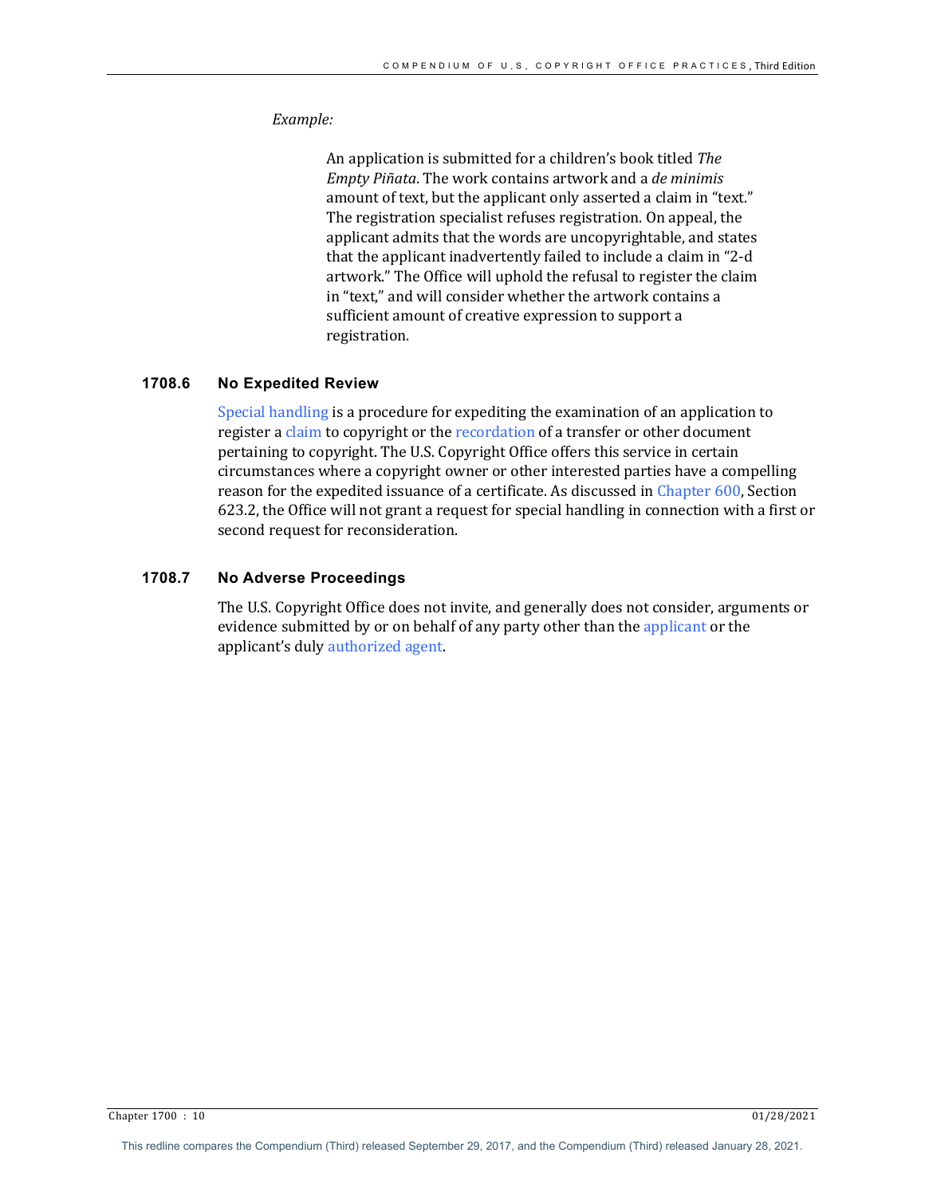*Example:*

> An application is submitted for a children's book titled *The Empty Piñata*. The work contains artwork and a *de minimis* amount of text, but the applicant only asserted a claim in "text." The registration specialist refuses registration. On appeal, the applicant admits that the words are uncopyrightable, and states that the applicant inadvertently failed to include a claim in "2-d artwork." The Office will uphold the refusal to register the claim in "text," and will consider whether the artwork contains a sufficient amount of creative expression to support a registration.

### 1708.6 No Expedited Review

Special handling is a procedure for expediting the examination of an application to register a claim to copyright or the recordation of a transfer or other document pertaining to copyright. The U.S. Copyright Office offers this service in certain circumstances where a copyright owner or other interested parties have a compelling reason for the expedited issuance of a certificate. As discussed in Chapter 600, Section 623.2, the Office will not grant a request for special handling in connection with a first or second request for reconsideration.

### 1708.7 No Adverse Proceedings

The U.S. Copyright Office does not invite, and generally does not consider, arguments or evidence submitted by or on behalf of any party other than the applicant or the applicant's duly authorized agent.

This redline compares the Compendium (Third) released September 29, 2017, and the Compendium (Third) released January 28, 2021.